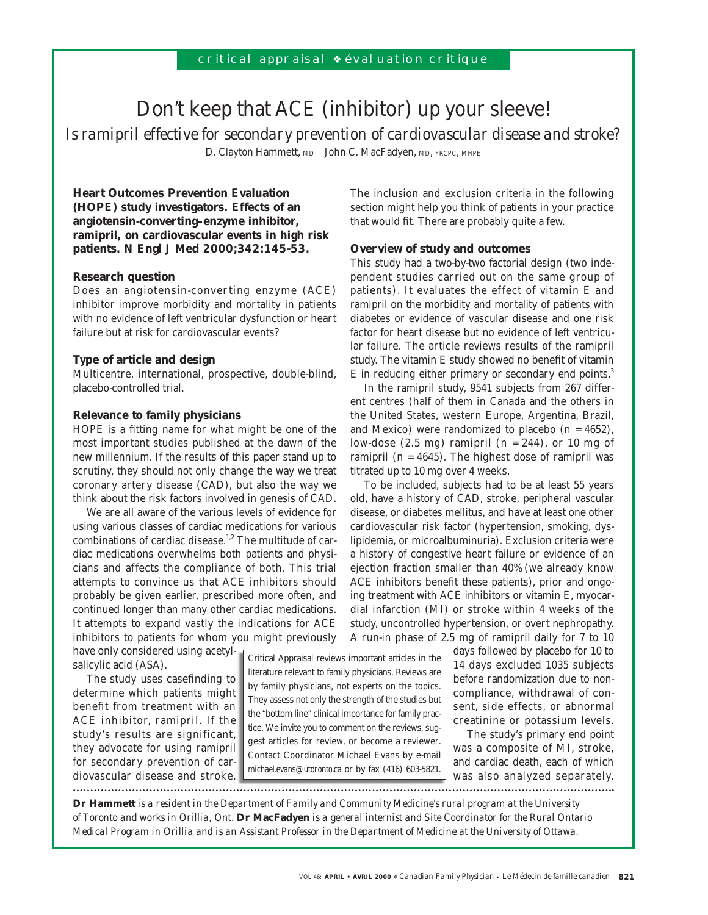critical appraisal ❖ évaluation critique

# Don't keep that ACE (inhibitor) up your sleeve!

*Is ramipril effective for secondary prevention of cardiovascular disease and stroke?*

D. Clayton Hammett, MD John C. MacFadyen, MD, FRCPC, MHPE

**Heart Outcomes Prevention Evaluation (HOPE) study investigators. Effects of an angiotensin-converting–enzyme inhibitor, ramipril, on cardiovascular events in high risk patients. N Engl J Med 2000;342:145-53.**

### Research question

Does an angiotensin-converting enzyme (ACE) inhibitor improve morbidity and mortality in patients with no evidence of left ventricular dysfunction or heart failure but at risk for cardiovascular events?

### Type of article and design

Multicentre, international, prospective, double-blind, placebo-controlled trial.

### Relevance to family physicians

HOPE is a fitting name for what might be one of the most important studies published at the dawn of the new millennium. If the results of this paper stand up to scrutiny, they should not only change the way we treat coronary artery disease (CAD), but also the way we think about the risk factors involved in genesis of CAD.

We are all aware of the various levels of evidence for using various classes of cardiac medications for various combinations of cardiac disease.[1,2] The multitude of cardiac medications overwhelms both patients and physicians and affects the compliance of both. This trial attempts to convince us that ACE inhibitors should probably be given earlier, prescribed more often, and continued longer than many other cardiac medications. It attempts to expand vastly the indications for ACE inhibitors to patients for whom you might previously have only considered using acetylsalicylic acid (ASA).

The study uses casefinding to determine which patients might benefit from treatment with an ACE inhibitor, ramipril. If the study's results are significant, they advocate for using ramipril for secondary prevention of cardiovascular disease and stroke.

The inclusion and exclusion criteria in the following section might help you think of patients in your practice that would fit. There are probably quite a few.

### Overview of study and outcomes

This study had a two-by-two factorial design (two independent studies carried out on the same group of patients). It evaluates the effect of vitamin E and ramipril on the morbidity and mortality of patients with diabetes or evidence of vascular disease and one risk factor for heart disease but no evidence of left ventricular failure. The article reviews results of the ramipril study. The vitamin E study showed no benefit of vitamin E in reducing either primary or secondary end points.[3]

In the ramipril study, 9541 subjects from 267 different centres (half of them in Canada and the others in the United States, western Europe, Argentina, Brazil, and Mexico) were randomized to placebo ($n = 4652$), low-dose (2.5 mg) ramipril ($n = 244$), or 10 mg of ramipril ($n = 4645$). The highest dose of ramipril was titrated up to 10 mg over 4 weeks.

To be included, subjects had to be at least 55 years old, have a history of CAD, stroke, peripheral vascular disease, or diabetes mellitus, and have at least one other cardiovascular risk factor (hypertension, smoking, dyslipidemia, or microalbuminuria). Exclusion criteria were a history of congestive heart failure or evidence of an ejection fraction smaller than 40% (we already know ACE inhibitors benefit these patients), prior and ongoing treatment with ACE inhibitors or vitamin E, myocardial infarction (MI) or stroke within 4 weeks of the study, uncontrolled hypertension, or overt nephropathy. A run-in phase of 2.5 mg of ramipril daily for 7 to 10 days followed by placebo for 10 to 14 days excluded 1035 subjects before randomization due to noncompliance, withdrawal of consent, side effects, or abnormal creatinine or potassium levels.

The study's primary end point was a composite of MI, stroke, and cardiac death, each of which was also analyzed separately.

Critical Appraisal reviews important articles in the literature relevant to family physicians. Reviews are by family physicians, not experts on the topics. They assess not only the strength of the studies but the "bottom line" clinical importance for family practice. We invite you to comment on the reviews, suggest articles for review, or become a reviewer. Contact Coordinator Michael Evans by e-mail michael.evans@utoronto.ca or by fax (416) 603-5821.

---

***Dr Hammett** is a resident in the Department of Family and Community Medicine's rural program at the University of Toronto and works in Orillia, Ont. **Dr MacFadyen** is a general internist and Site Coordinator for the Rural Ontario Medical Program in Orillia and is an Assistant Professor in the Department of Medicine at the University of Ottawa.*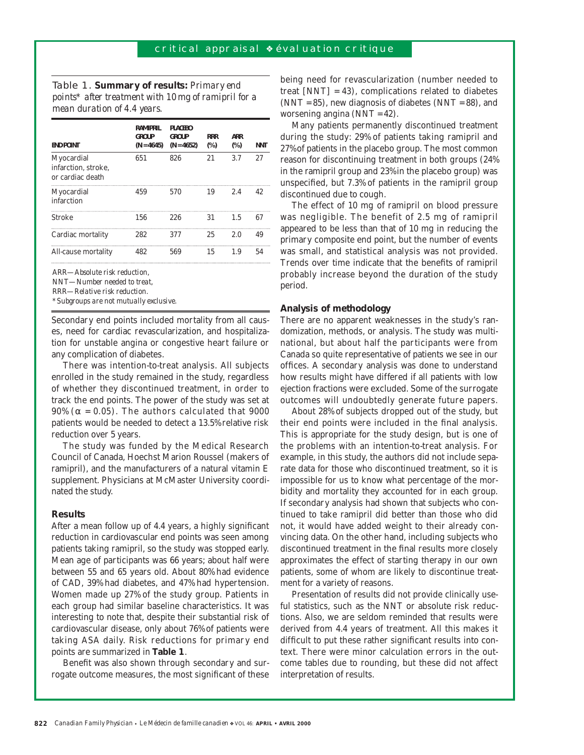Table 1. **Summary of results:** *Primary end points\* after treatment with 10 mg of ramipril for a mean duration of 4.4 years.*

| ENDPOINT | RAMIPRIL GROUP (N=4645) | PLACEBO GROUP (N=4652) | RRR (%) | ARR (%) | NNT |
|---|---|---|---|---|---|
| Myocardial infarction, stroke, or cardiac death | 651 | 826 | 21 | 3.7 | 27 |
| Myocardial infarction | 459 | 570 | 19 | 2.4 | 42 |
| Stroke | 156 | 226 | 31 | 1.5 | 67 |
| Cardiac mortality | 282 | 377 | 25 | 2.0 | 49 |
| All-cause mortality | 482 | 569 | 15 | 1.9 | 54 |

*ARR—Absolute risk reduction,*
*NNT—Number needed to treat,*
*RRR—Relative risk reduction.*
*\*Subgroups are not mutually exclusive.*

Secondary end points included mortality from all causes, need for cardiac revascularization, and hospitalization for unstable angina or congestive heart failure or any complication of diabetes.

There was intention-to-treat analysis. All subjects enrolled in the study remained in the study, regardless of whether they discontinued treatment, in order to track the end points. The power of the study was set at 90% ($\alpha = 0.05$). The authors calculated that 9000 patients would be needed to detect a 13.5% relative risk reduction over 5 years.

The study was funded by the Medical Research Council of Canada, Hoechst Marion Roussel (makers of ramipril), and the manufacturers of a natural vitamin E supplement. Physicians at McMaster University coordinated the study.

### Results

After a mean follow up of 4.4 years, a highly significant reduction in cardiovascular end points was seen among patients taking ramipril, so the study was stopped early. Mean age of participants was 66 years; about half were between 55 and 65 years old. About 80% had evidence of CAD, 39% had diabetes, and 47% had hypertension. Women made up 27% of the study group. Patients in each group had similar baseline characteristics. It was interesting to note that, despite their substantial risk of cardiovascular disease, only about 76% of patients were taking ASA daily. Risk reductions for primary end points are summarized in **Table 1**.

Benefit was also shown through secondary and surrogate outcome measures, the most significant of these being need for revascularization (number needed to treat [NNT] = 43), complications related to diabetes (NNT = 85), new diagnosis of diabetes (NNT = 88), and worsening angina (NNT = 42).

Many patients permanently discontinued treatment during the study: 29% of patients taking ramipril and 27% of patients in the placebo group. The most common reason for discontinuing treatment in both groups (24% in the ramipril group and 23% in the placebo group) was unspecified, but 7.3% of patients in the ramipril group discontinued due to cough.

The effect of 10 mg of ramipril on blood pressure was negligible. The benefit of 2.5 mg of ramipril appeared to be less than that of 10 mg in reducing the primary composite end point, but the number of events was small, and statistical analysis was not provided. Trends over time indicate that the benefits of ramipril probably increase beyond the duration of the study period.

### Analysis of methodology

There are no apparent weaknesses in the study's randomization, methods, or analysis. The study was multinational, but about half the participants were from Canada so quite representative of patients we see in our offices. A secondary analysis was done to understand how results might have differed if all patients with low ejection fractions were excluded. Some of the surrogate outcomes will undoubtedly generate future papers.

About 28% of subjects dropped out of the study, but their end points were included in the final analysis. This is appropriate for the study design, but is one of the problems with an intention-to-treat analysis. For example, in this study, the authors did not include separate data for those who discontinued treatment, so it is impossible for us to know what percentage of the morbidity and mortality they accounted for in each group. If secondary analysis had shown that subjects who continued to take ramipril did better than those who did not, it would have added weight to their already convincing data. On the other hand, including subjects who discontinued treatment in the final results more closely approximates the effect of starting therapy in our own patients, some of whom are likely to discontinue treatment for a variety of reasons.

Presentation of results did not provide clinically useful statistics, such as the NNT or absolute risk reductions. Also, we are seldom reminded that results were derived from 4.4 years of treatment. All this makes it difficult to put these rather significant results into context. There were minor calculation errors in the outcome tables due to rounding, but these did not affect interpretation of results.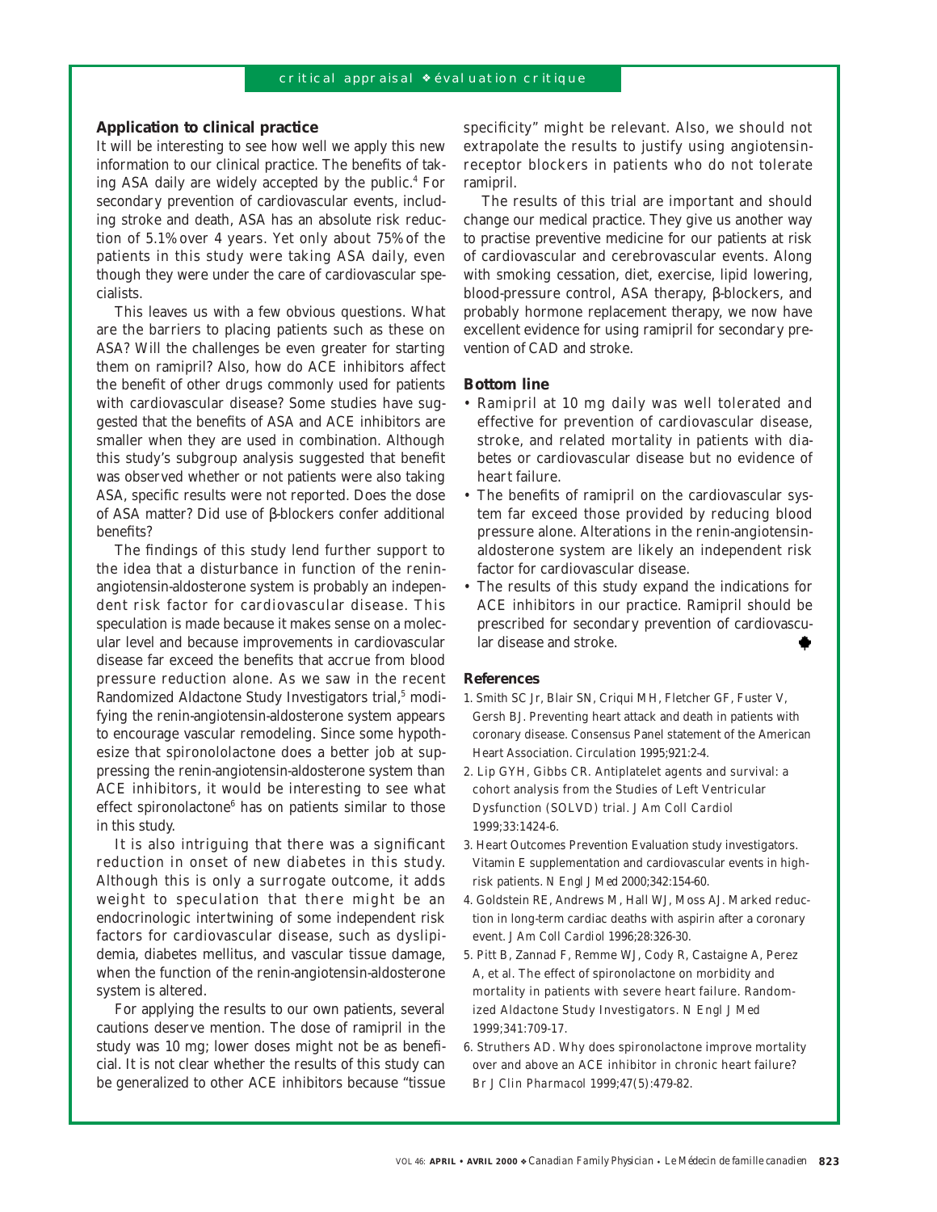## Application to clinical practice

It will be interesting to see how well we apply this new information to our clinical practice. The benefits of taking ASA daily are widely accepted by the public.[4] For secondary prevention of cardiovascular events, including stroke and death, ASA has an absolute risk reduction of 5.1% over 4 years. Yet only about 75% of the patients in this study were taking ASA daily, even though they were under the care of cardiovascular specialists.

This leaves us with a few obvious questions. What are the barriers to placing patients such as these on ASA? Will the challenges be even greater for starting them on ramipril? Also, how do ACE inhibitors affect the benefit of other drugs commonly used for patients with cardiovascular disease? Some studies have suggested that the benefits of ASA and ACE inhibitors are smaller when they are used in combination. Although this study's subgroup analysis suggested that benefit was observed whether or not patients were also taking ASA, specific results were not reported. Does the dose of ASA matter? Did use of β-blockers confer additional benefits?

The findings of this study lend further support to the idea that a disturbance in function of the renin-angiotensin-aldosterone system is probably an independent risk factor for cardiovascular disease. This speculation is made because it makes sense on a molecular level and because improvements in cardiovascular disease far exceed the benefits that accrue from blood pressure reduction alone. As we saw in the recent Randomized Aldactone Study Investigators trial,[5] modifying the renin-angiotensin-aldosterone system appears to encourage vascular remodeling. Since some hypothesize that spironololactone does a better job at suppressing the renin-angiotensin-aldosterone system than ACE inhibitors, it would be interesting to see what effect spironolactone[6] has on patients similar to those in this study.

It is also intriguing that there was a significant reduction in onset of new diabetes in this study. Although this is only a surrogate outcome, it adds weight to speculation that there might be an endocrinologic intertwining of some independent risk factors for cardiovascular disease, such as dyslipidemia, diabetes mellitus, and vascular tissue damage, when the function of the renin-angiotensin-aldosterone system is altered.

For applying the results to our own patients, several cautions deserve mention. The dose of ramipril in the study was 10 mg; lower doses might not be as beneficial. It is not clear whether the results of this study can be generalized to other ACE inhibitors because "tissue specificity" might be relevant. Also, we should not extrapolate the results to justify using angiotensin-receptor blockers in patients who do not tolerate ramipril.

The results of this trial are important and should change our medical practice. They give us another way to practise preventive medicine for our patients at risk of cardiovascular and cerebrovascular events. Along with smoking cessation, diet, exercise, lipid lowering, blood-pressure control, ASA therapy, β-blockers, and probably hormone replacement therapy, we now have excellent evidence for using ramipril for secondary prevention of CAD and stroke.

## Bottom line

- Ramipril at 10 mg daily was well tolerated and effective for prevention of cardiovascular disease, stroke, and related mortality in patients with diabetes or cardiovascular disease but no evidence of heart failure.
- The benefits of ramipril on the cardiovascular system far exceed those provided by reducing blood pressure alone. Alterations in the renin-angiotensin-aldosterone system are likely an independent risk factor for cardiovascular disease.
- The results of this study expand the indications for ACE inhibitors in our practice. Ramipril should be prescribed for secondary prevention of cardiovascular disease and stroke.

## References

1. Smith SC Jr, Blair SN, Criqui MH, Fletcher GF, Fuster V, Gersh BJ. Preventing heart attack and death in patients with coronary disease. Consensus Panel statement of the American Heart Association. *Circulation* 1995;921:2-4.
2. Lip GYH, Gibbs CR. Antiplatelet agents and survival: a cohort analysis from the Studies of Left Ventricular Dysfunction (SOLVD) trial. *J Am Coll Cardiol* 1999;33:1424-6.
3. Heart Outcomes Prevention Evaluation study investigators. Vitamin E supplementation and cardiovascular events in high-risk patients. *N Engl J Med* 2000;342:154-60.
4. Goldstein RE, Andrews M, Hall WJ, Moss AJ. Marked reduction in long-term cardiac deaths with aspirin after a coronary event. *J Am Coll Cardiol* 1996;28:326-30.
5. Pitt B, Zannad F, Remme WJ, Cody R, Castaigne A, Perez A, et al. The effect of spironolactone on morbidity and mortality in patients with severe heart failure. Randomized Aldactone Study Investigators. *N Engl J Med* 1999;341:709-17.
6. Struthers AD. Why does spironolactone improve mortality over and above an ACE inhibitor in chronic heart failure? *Br J Clin Pharmacol* 1999;47(5):479-82.